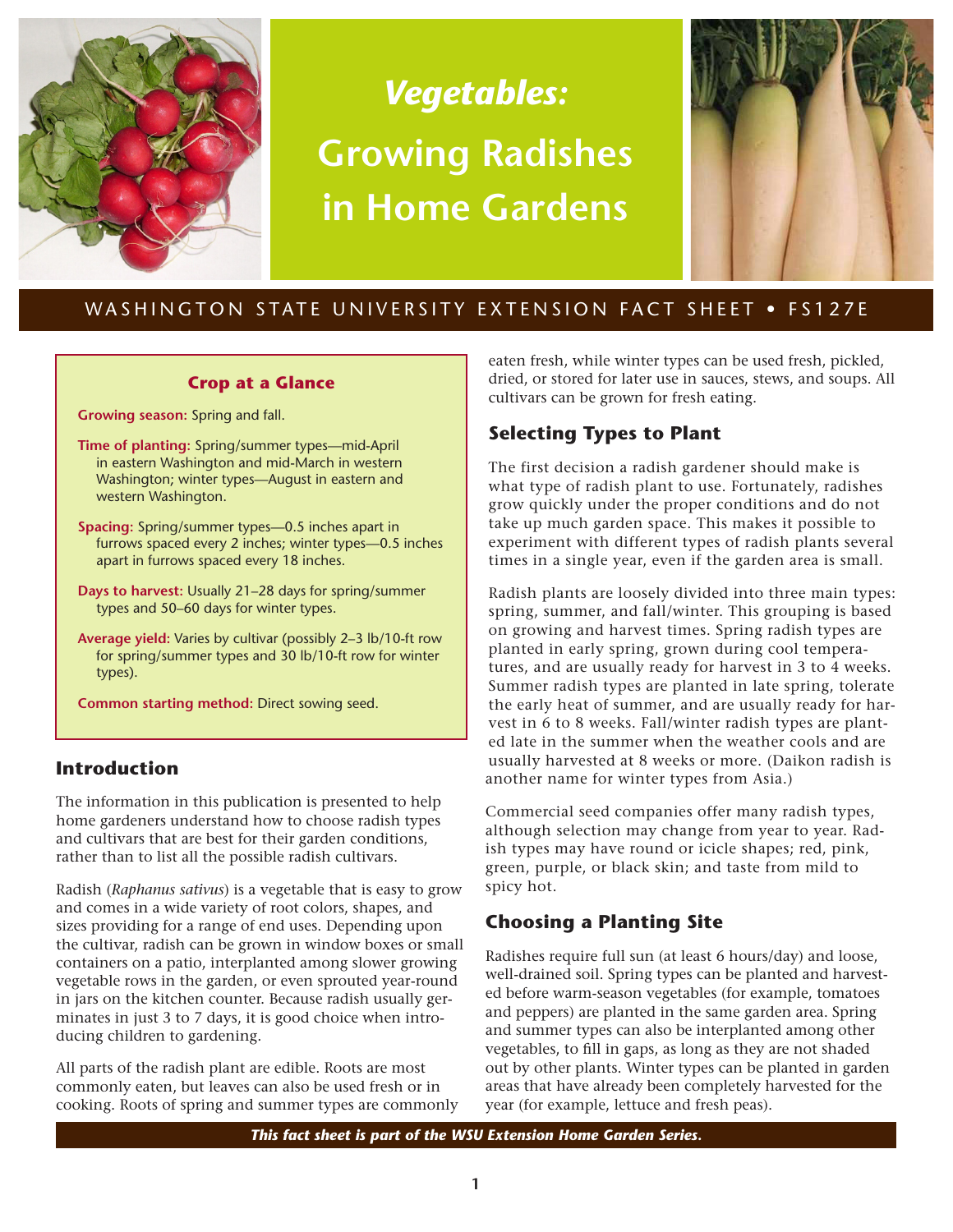# *Vegetables:* Growing Radishes in Home Gardens

WASHINGTON STATE UNIVERSITY EXTENSION FACT SHEET • FS127E

### Crop at a Glance

**Growing season:** Spring and fall.

**Time of planting:** Spring/summer types—mid-April in eastern Washington and mid-March in western Washington; winter types—August in eastern and western Washington.

**Spacing:** Spring/summer types—0.5 inches apart in furrows spaced every 2 inches; winter types—0.5 inches apart in furrows spaced every 18 inches.

**Days to harvest:** Usually 21–28 days for spring/summer types and 50–60 days for winter types.

**Average yield:** Varies by cultivar (possibly 2–3 lb/10-ft row for spring/summer types and 30 lb/10-ft row for winter types).

**Common starting method:** Direct sowing seed.

## Introduction

The information in this publication is presented to help home gardeners understand how to choose radish types and cultivars that are best for their garden conditions, rather than to list all the possible radish cultivars.

Radish (*Raphanus sativus*) is a vegetable that is easy to grow and comes in a wide variety of root colors, shapes, and sizes providing for a range of end uses. Depending upon the cultivar, radish can be grown in window boxes or small containers on a patio, interplanted among slower growing vegetable rows in the garden, or even sprouted year-round in jars on the kitchen counter. Because radish usually germinates in just 3 to 7 days, it is good choice when introducing children to gardening.

All parts of the radish plant are edible. Roots are most commonly eaten, but leaves can also be used fresh or in cooking. Roots of spring and summer types are commonly eaten fresh, while winter types can be used fresh, pickled, dried, or stored for later use in sauces, stews, and soups. All cultivars can be grown for fresh eating.

## Selecting Types to Plant

The first decision a radish gardener should make is what type of radish plant to use. Fortunately, radishes grow quickly under the proper conditions and do not take up much garden space. This makes it possible to experiment with different types of radish plants several times in a single year, even if the garden area is small.

Radish plants are loosely divided into three main types: spring, summer, and fall/winter. This grouping is based on growing and harvest times. Spring radish types are planted in early spring, grown during cool temperatures, and are usually ready for harvest in 3 to 4 weeks. Summer radish types are planted in late spring, tolerate the early heat of summer, and are usually ready for harvest in 6 to 8 weeks. Fall/winter radish types are planted late in the summer when the weather cools and are usually harvested at 8 weeks or more. (Daikon radish is another name for winter types from Asia.)

Commercial seed companies offer many radish types, although selection may change from year to year. Radish types may have round or icicle shapes; red, pink, green, purple, or black skin; and taste from mild to spicy hot.

## Choosing a Planting Site

Radishes require full sun (at least 6 hours/day) and loose, well-drained soil. Spring types can be planted and harvested before warm-season vegetables (for example, tomatoes and peppers) are planted in the same garden area. Spring and summer types can also be interplanted among other vegetables, to fill in gaps, as long as they are not shaded out by other plants. Winter types can be planted in garden areas that have already been completely harvested for the year (for example, lettuce and fresh peas).

***This fact sheet is part of the WSU Extension Home Garden Series.***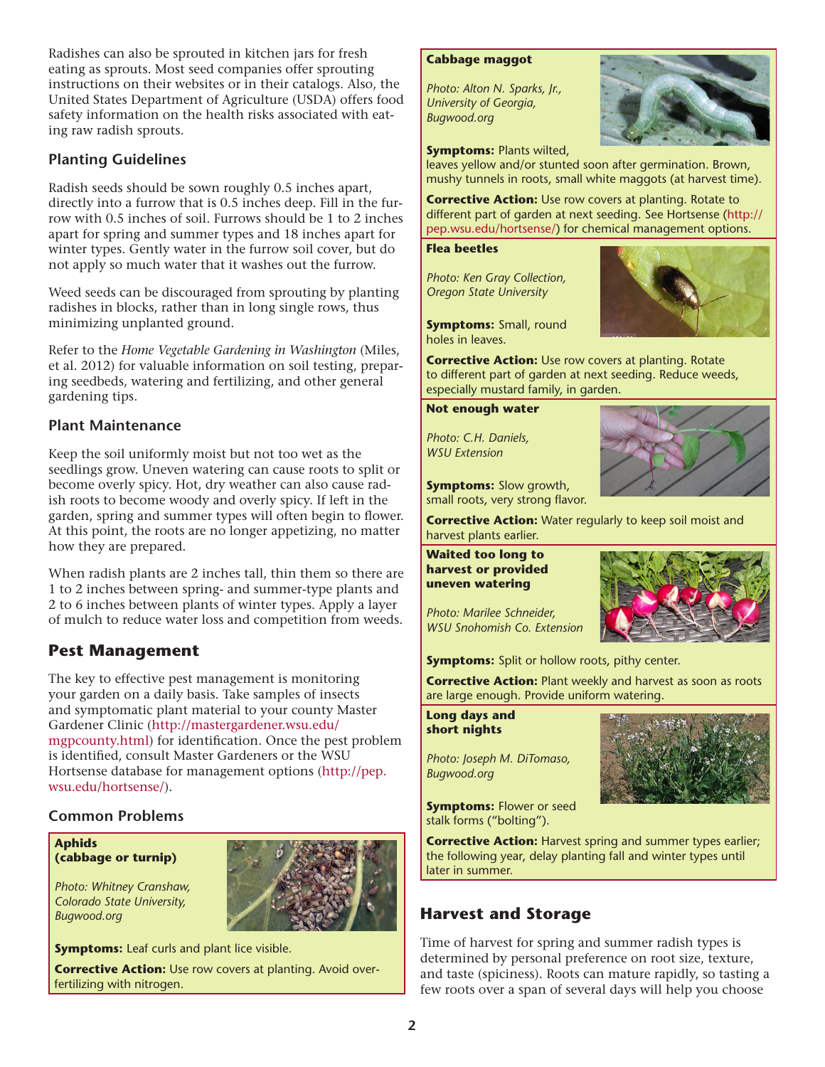Radishes can also be sprouted in kitchen jars for fresh eating as sprouts. Most seed companies offer sprouting instructions on their websites or in their catalogs. Also, the United States Department of Agriculture (USDA) offers food safety information on the health risks associated with eating raw radish sprouts.

### Planting Guidelines

Radish seeds should be sown roughly 0.5 inches apart, directly into a furrow that is 0.5 inches deep. Fill in the furrow with 0.5 inches of soil. Furrows should be 1 to 2 inches apart for spring and summer types and 18 inches apart for winter types. Gently water in the furrow soil cover, but do not apply so much water that it washes out the furrow.

Weed seeds can be discouraged from sprouting by planting radishes in blocks, rather than in long single rows, thus minimizing unplanted ground.

Refer to the *Home Vegetable Gardening in Washington* (Miles, et al. 2012) for valuable information on soil testing, preparing seedbeds, watering and fertilizing, and other general gardening tips.

### Plant Maintenance

Keep the soil uniformly moist but not too wet as the seedlings grow. Uneven watering can cause roots to split or become overly spicy. Hot, dry weather can also cause radish roots to become woody and overly spicy. If left in the garden, spring and summer types will often begin to flower. At this point, the roots are no longer appetizing, no matter how they are prepared.

When radish plants are 2 inches tall, thin them so there are 1 to 2 inches between spring- and summer-type plants and 2 to 6 inches between plants of winter types. Apply a layer of mulch to reduce water loss and competition from weeds.

## Pest Management

The key to effective pest management is monitoring your garden on a daily basis. Take samples of insects and symptomatic plant material to your county Master Gardener Clinic (http://mastergardener.wsu.edu/mgpcounty.html) for identification. Once the pest problem is identified, consult Master Gardeners or the WSU Hortsense database for management options (http://pep.wsu.edu/hortsense/).

### Common Problems

**Aphids (cabbage or turnip)**

*Photo: Whitney Cranshaw, Colorado State University, Bugwood.org*

**Symptoms:** Leaf curls and plant lice visible.

**Corrective Action:** Use row covers at planting. Avoid over-fertilizing with nitrogen.

**Cabbage maggot**

*Photo: Alton N. Sparks, Jr., University of Georgia, Bugwood.org*

**Symptoms:** Plants wilted, leaves yellow and/or stunted soon after germination. Brown, mushy tunnels in roots, small white maggots (at harvest time).

**Corrective Action:** Use row covers at planting. Rotate to different part of garden at next seeding. See Hortsense (http://pep.wsu.edu/hortsense/) for chemical management options.

**Flea beetles**

*Photo: Ken Gray Collection, Oregon State University*

**Symptoms:** Small, round holes in leaves.

**Corrective Action:** Use row covers at planting. Rotate to different part of garden at next seeding. Reduce weeds, especially mustard family, in garden.

**Not enough water**

*Photo: C.H. Daniels, WSU Extension*

**Symptoms:** Slow growth, small roots, very strong flavor.

**Corrective Action:** Water regularly to keep soil moist and harvest plants earlier.

**Waited too long to harvest or provided uneven watering**

*Photo: Marilee Schneider, WSU Snohomish Co. Extension*

**Symptoms:** Split or hollow roots, pithy center.

**Corrective Action:** Plant weekly and harvest as soon as roots are large enough. Provide uniform watering.

**Long days and short nights**

*Photo: Joseph M. DiTomaso, Bugwood.org*

**Symptoms:** Flower or seed stalk forms ("bolting").

**Corrective Action:** Harvest spring and summer types earlier; the following year, delay planting fall and winter types until later in summer.

## Harvest and Storage

Time of harvest for spring and summer radish types is determined by personal preference on root size, texture, and taste (spiciness). Roots can mature rapidly, so tasting a few roots over a span of several days will help you choose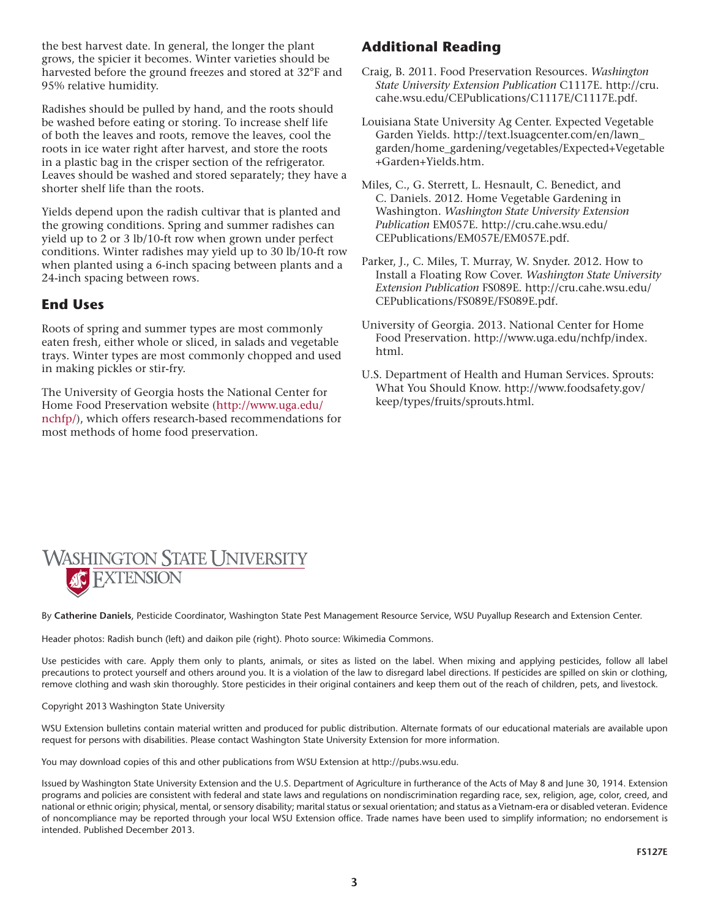the best harvest date. In general, the longer the plant grows, the spicier it becomes. Winter varieties should be harvested before the ground freezes and stored at 32°F and 95% relative humidity.

Radishes should be pulled by hand, and the roots should be washed before eating or storing. To increase shelf life of both the leaves and roots, remove the leaves, cool the roots in ice water right after harvest, and store the roots in a plastic bag in the crisper section of the refrigerator. Leaves should be washed and stored separately; they have a shorter shelf life than the roots.

Yields depend upon the radish cultivar that is planted and the growing conditions. Spring and summer radishes can yield up to 2 or 3 lb/10-ft row when grown under perfect conditions. Winter radishes may yield up to 30 lb/10-ft row when planted using a 6-inch spacing between plants and a 24-inch spacing between rows.

## End Uses

Roots of spring and summer types are most commonly eaten fresh, either whole or sliced, in salads and vegetable trays. Winter types are most commonly chopped and used in making pickles or stir-fry.

The University of Georgia hosts the National Center for Home Food Preservation website (http://www.uga.edu/nchfp/), which offers research-based recommendations for most methods of home food preservation.

## Additional Reading

Craig, B. 2011. Food Preservation Resources. *Washington State University Extension Publication* C1117E. http://cru.cahe.wsu.edu/CEPublications/C1117E/C1117E.pdf.

Louisiana State University Ag Center. Expected Vegetable Garden Yields. http://text.lsuagcenter.com/en/lawn_garden/home_gardening/vegetables/Expected+Vegetable+Garden+Yields.htm.

Miles, C., G. Sterrett, L. Hesnault, C. Benedict, and C. Daniels. 2012. Home Vegetable Gardening in Washington. *Washington State University Extension Publication* EM057E. http://cru.cahe.wsu.edu/CEPublications/EM057E/EM057E.pdf.

Parker, J., C. Miles, T. Murray, W. Snyder. 2012. How to Install a Floating Row Cover. *Washington State University Extension Publication* FS089E. http://cru.cahe.wsu.edu/CEPublications/FS089E/FS089E.pdf.

University of Georgia. 2013. National Center for Home Food Preservation. http://www.uga.edu/nchfp/index.html.

U.S. Department of Health and Human Services. Sprouts: What You Should Know. http://www.foodsafety.gov/keep/types/fruits/sprouts.html.

WASHINGTON STATE UNIVERSITY EXTENSION

By **Catherine Daniels**, Pesticide Coordinator, Washington State Pest Management Resource Service, WSU Puyallup Research and Extension Center.

Header photos: Radish bunch (left) and daikon pile (right). Photo source: Wikimedia Commons.

Use pesticides with care. Apply them only to plants, animals, or sites as listed on the label. When mixing and applying pesticides, follow all label precautions to protect yourself and others around you. It is a violation of the law to disregard label directions. If pesticides are spilled on skin or clothing, remove clothing and wash skin thoroughly. Store pesticides in their original containers and keep them out of the reach of children, pets, and livestock.

Copyright 2013 Washington State University

WSU Extension bulletins contain material written and produced for public distribution. Alternate formats of our educational materials are available upon request for persons with disabilities. Please contact Washington State University Extension for more information.

You may download copies of this and other publications from WSU Extension at http://pubs.wsu.edu.

Issued by Washington State University Extension and the U.S. Department of Agriculture in furtherance of the Acts of May 8 and June 30, 1914. Extension programs and policies are consistent with federal and state laws and regulations on nondiscrimination regarding race, sex, religion, age, color, creed, and national or ethnic origin; physical, mental, or sensory disability; marital status or sexual orientation; and status as a Vietnam-era or disabled veteran. Evidence of noncompliance may be reported through your local WSU Extension office. Trade names have been used to simplify information; no endorsement is intended. Published December 2013.

FS127E